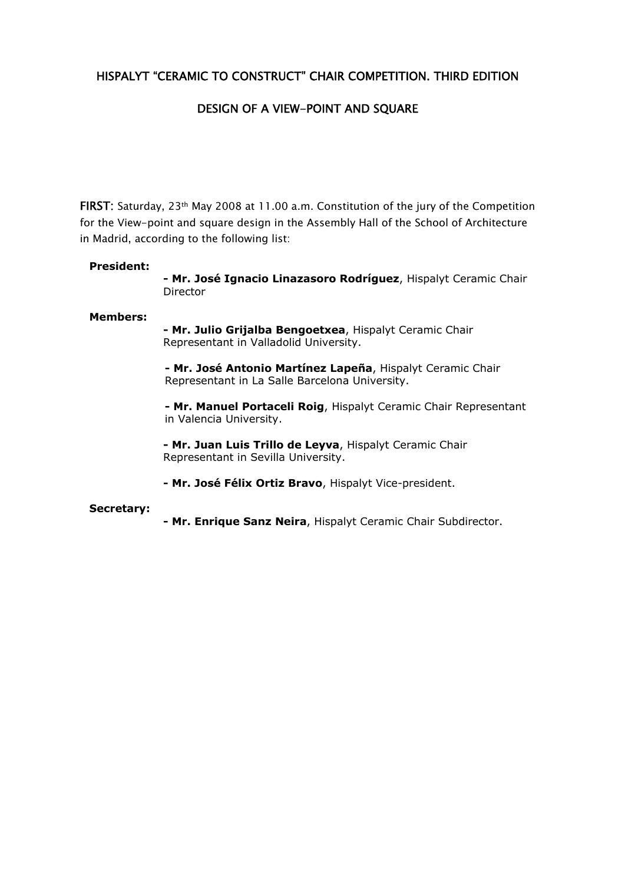# HISPALYT "CERAMIC TO CONSTRUCT" CHAIR COMPETITION. THIRD EDITION

## DESIGN OF A VIEW-POINT AND SQUARE

**FIRST**: Saturday, 23th May 2008 at 11.00 a.m. Constitution of the jury of the Competition for the View-point and square design in the Assembly Hall of the School of Architecture in Madrid, according to the following list:

**President:**

- **Mr. José Ignacio Linazasoro Rodríguez**, Hispalyt Ceramic Chair Director

**Members:**

- **Mr. Julio Grijalba Bengoetxea**, Hispalyt Ceramic Chair Representant in Valladolid University.
- **Mr. José Antonio Martínez Lapeña**, Hispalyt Ceramic Chair Representant in La Salle Barcelona University.
- **Mr. Manuel Portaceli Roig**, Hispalyt Ceramic Chair Representant in Valencia University.
- **Mr. Juan Luis Trillo de Leyva**, Hispalyt Ceramic Chair Representant in Sevilla University.
- **Mr. José Félix Ortiz Bravo**, Hispalyt Vice-president.

**Secretary:**

- **Mr. Enrique Sanz Neira**, Hispalyt Ceramic Chair Subdirector.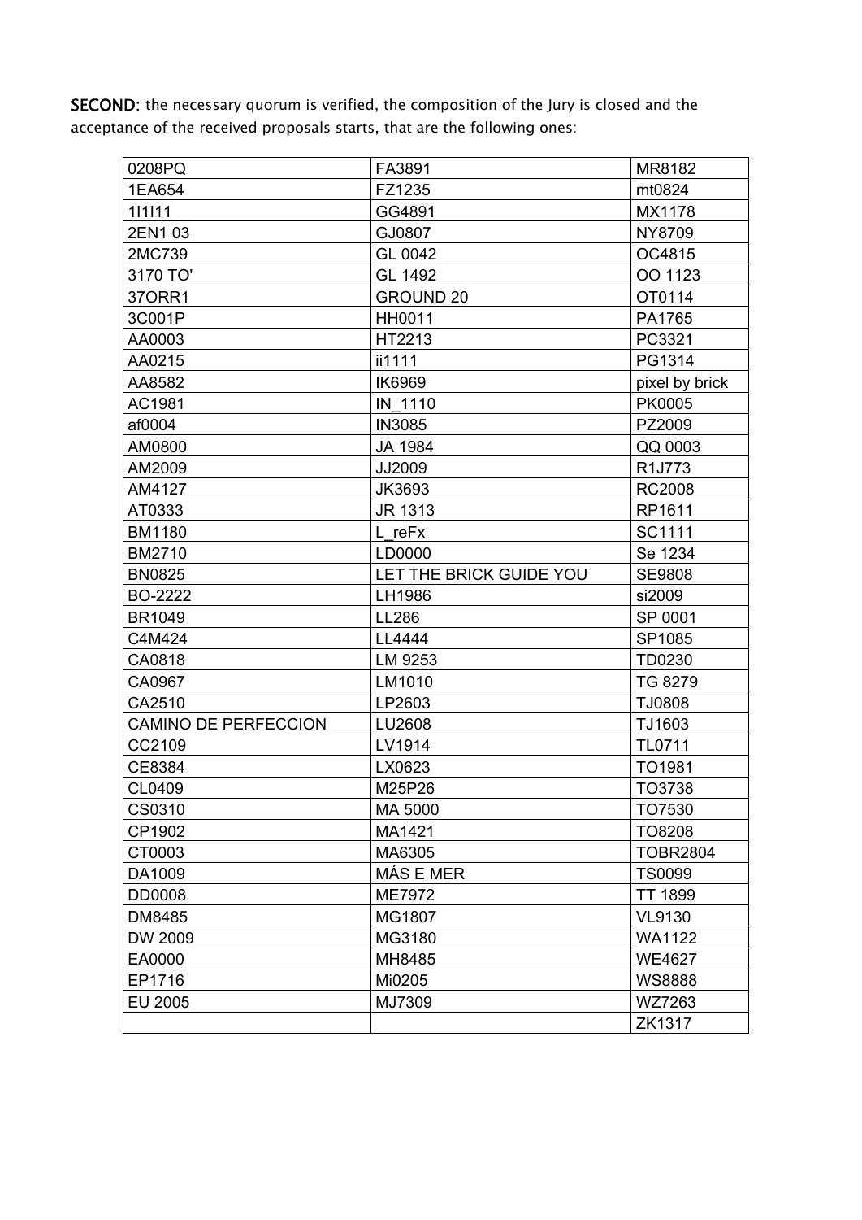**SECOND:** the necessary quorum is verified, the composition of the Jury is closed and the acceptance of the received proposals starts, that are the following ones:

| | | |
|---|---|---|
| 0208PQ | FA3891 | MR8182 |
| 1EA654 | FZ1235 | mt0824 |
| 1I1I11 | GG4891 | MX1178 |
| 2EN1 03 | GJ0807 | NY8709 |
| 2MC739 | GL 0042 | OC4815 |
| 3170 TO' | GL 1492 | OO 1123 |
| 37ORR1 | GROUND 20 | OT0114 |
| 3C001P | HH0011 | PA1765 |
| AA0003 | HT2213 | PC3321 |
| AA0215 | ii1111 | PG1314 |
| AA8582 | IK6969 | pixel by brick |
| AC1981 | IN_1110 | PK0005 |
| af0004 | IN3085 | PZ2009 |
| AM0800 | JA 1984 | QQ 0003 |
| AM2009 | JJ2009 | R1J773 |
| AM4127 | JK3693 | RC2008 |
| AT0333 | JR 1313 | RP1611 |
| BM1180 | L_reFx | SC1111 |
| BM2710 | LD0000 | Se 1234 |
| BN0825 | LET THE BRICK GUIDE YOU | SE9808 |
| BO-2222 | LH1986 | si2009 |
| BR1049 | LL286 | SP 0001 |
| C4M424 | LL4444 | SP1085 |
| CA0818 | LM 9253 | TD0230 |
| CA0967 | LM1010 | TG 8279 |
| CA2510 | LP2603 | TJ0808 |
| CAMINO DE PERFECCION | LU2608 | TJ1603 |
| CC2109 | LV1914 | TL0711 |
| CE8384 | LX0623 | TO1981 |
| CL0409 | M25P26 | TO3738 |
| CS0310 | MA 5000 | TO7530 |
| CP1902 | MA1421 | TO8208 |
| CT0003 | MA6305 | TOBR2804 |
| DA1009 | MÁS E MER | TS0099 |
| DD0008 | ME7972 | TT 1899 |
| DM8485 | MG1807 | VL9130 |
| DW 2009 | MG3180 | WA1122 |
| EA0000 | MH8485 | WE4627 |
| EP1716 | Mi0205 | WS8888 |
| EU 2005 | MJ7309 | WZ7263 |
| | | ZK1317 |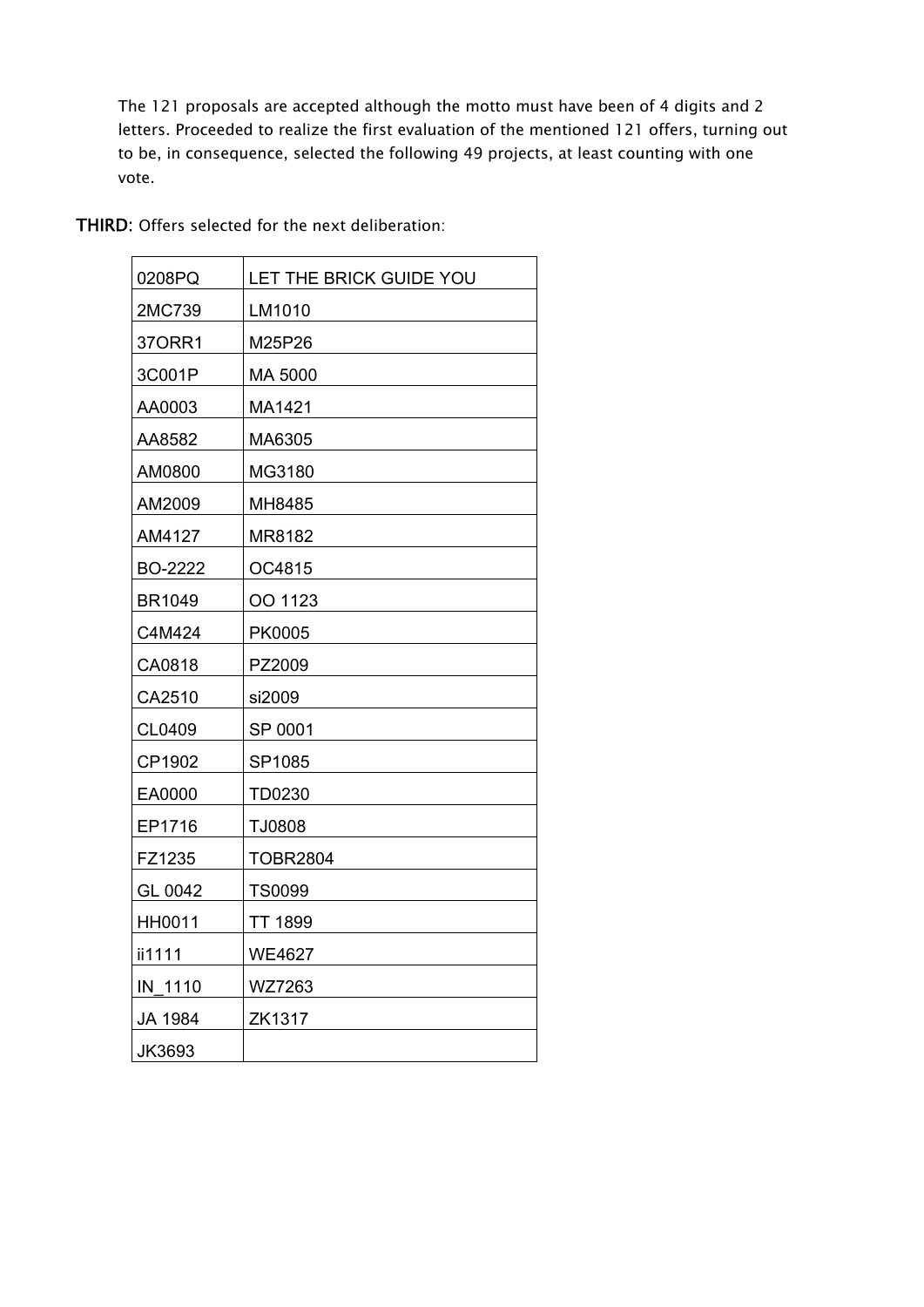The 121 proposals are accepted although the motto must have been of 4 digits and 2 letters. Proceeded to realize the first evaluation of the mentioned 121 offers, turning out to be, in consequence, selected the following 49 projects, at least counting with one vote.

**THIRD:** Offers selected for the next deliberation:

| | |
|---|---|
| 0208PQ | LET THE BRICK GUIDE YOU |
| 2MC739 | LM1010 |
| 37ORR1 | M25P26 |
| 3C001P | MA 5000 |
| AA0003 | MA1421 |
| AA8582 | MA6305 |
| AM0800 | MG3180 |
| AM2009 | MH8485 |
| AM4127 | MR8182 |
| BO-2222 | OC4815 |
| BR1049 | OO 1123 |
| C4M424 | PK0005 |
| CA0818 | PZ2009 |
| CA2510 | si2009 |
| CL0409 | SP 0001 |
| CP1902 | SP1085 |
| EA0000 | TD0230 |
| EP1716 | TJ0808 |
| FZ1235 | TOBR2804 |
| GL 0042 | TS0099 |
| HH0011 | TT 1899 |
| ii1111 | WE4627 |
| IN_1110 | WZ7263 |
| JA 1984 | ZK1317 |
| JK3693 | |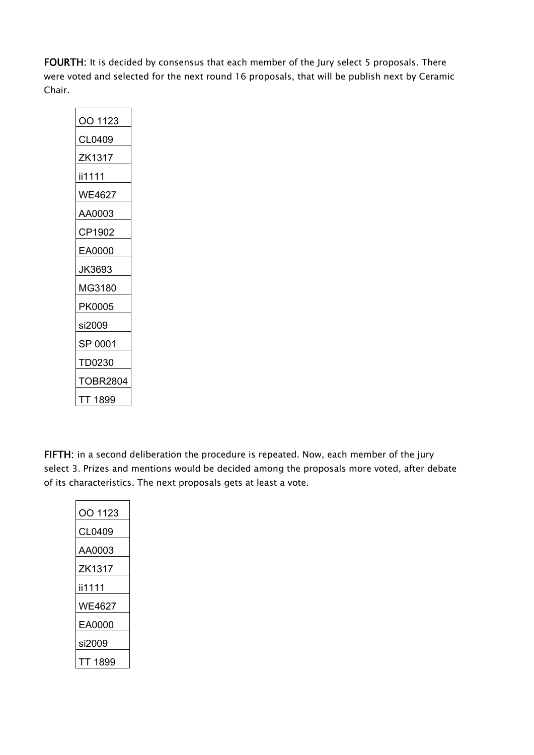**FOURTH**: It is decided by consensus that each member of the Jury select 5 proposals. There were voted and selected for the next round 16 proposals, that will be publish next by Ceramic Chair.

| OO 1123 |
|---|
| CL0409 |
| ZK1317 |
| ii1111 |
| WE4627 |
| AA0003 |
| CP1902 |
| EA0000 |
| JK3693 |
| MG3180 |
| PK0005 |
| si2009 |
| SP 0001 |
| TD0230 |
| TOBR2804 |
| TT 1899 |

**FIFTH**: in a second deliberation the procedure is repeated. Now, each member of the jury select 3. Prizes and mentions would be decided among the proposals more voted, after debate of its characteristics. The next proposals gets at least a vote.

| OO 1123 |
|---|
| CL0409 |
| AA0003 |
| ZK1317 |
| ii1111 |
| WE4627 |
| EA0000 |
| si2009 |
| TT 1899 |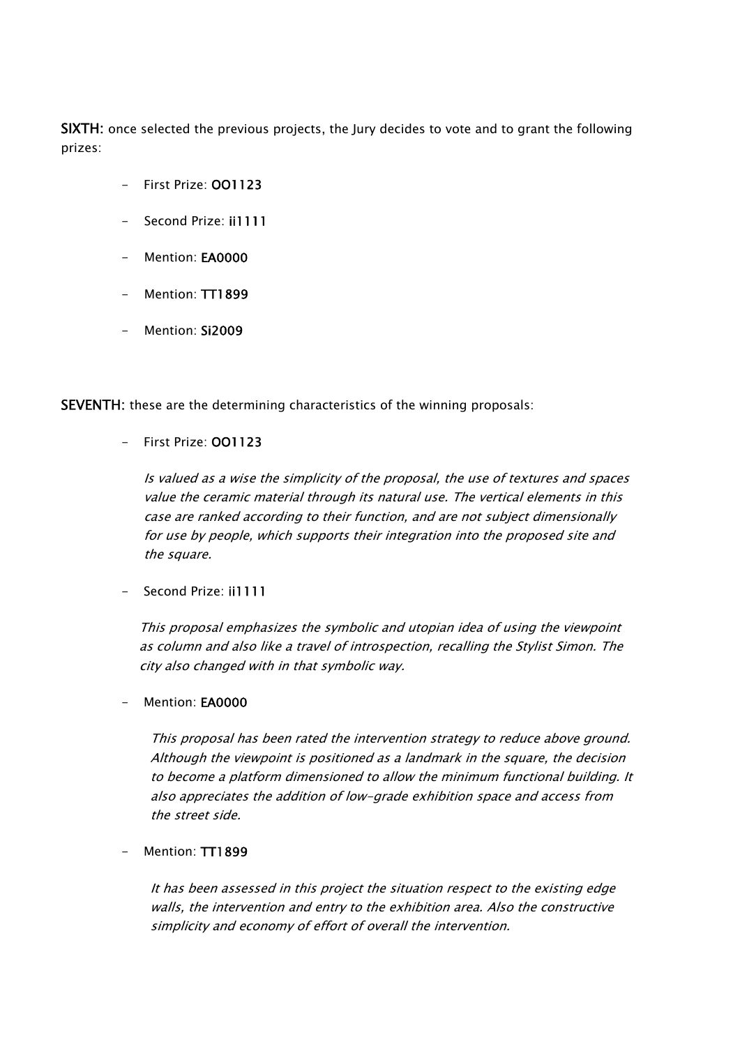**SIXTH:** once selected the previous projects, the Jury decides to vote and to grant the following prizes:

- First Prize: **OO1123**
- Second Prize: **ii1111**
- Mention: **EA0000**
- Mention: **TT1899**
- Mention: **Si2009**

**SEVENTH:** these are the determining characteristics of the winning proposals:

- First Prize: **OO1123**

  *Is valued as a wise the simplicity of the proposal, the use of textures and spaces value the ceramic material through its natural use. The vertical elements in this case are ranked according to their function, and are not subject dimensionally for use by people, which supports their integration into the proposed site and the square.*

- Second Prize: **ii1111**

  *This proposal emphasizes the symbolic and utopian idea of using the viewpoint as column and also like a travel of introspection, recalling the Stylist Simon. The city also changed with in that symbolic way.*

- Mention: **EA0000**

  *This proposal has been rated the intervention strategy to reduce above ground. Although the viewpoint is positioned as a landmark in the square, the decision to become a platform dimensioned to allow the minimum functional building. It also appreciates the addition of low-grade exhibition space and access from the street side.*

- Mention: **TT1899**

  *It has been assessed in this project the situation respect to the existing edge walls, the intervention and entry to the exhibition area. Also the constructive simplicity and economy of effort of overall the intervention.*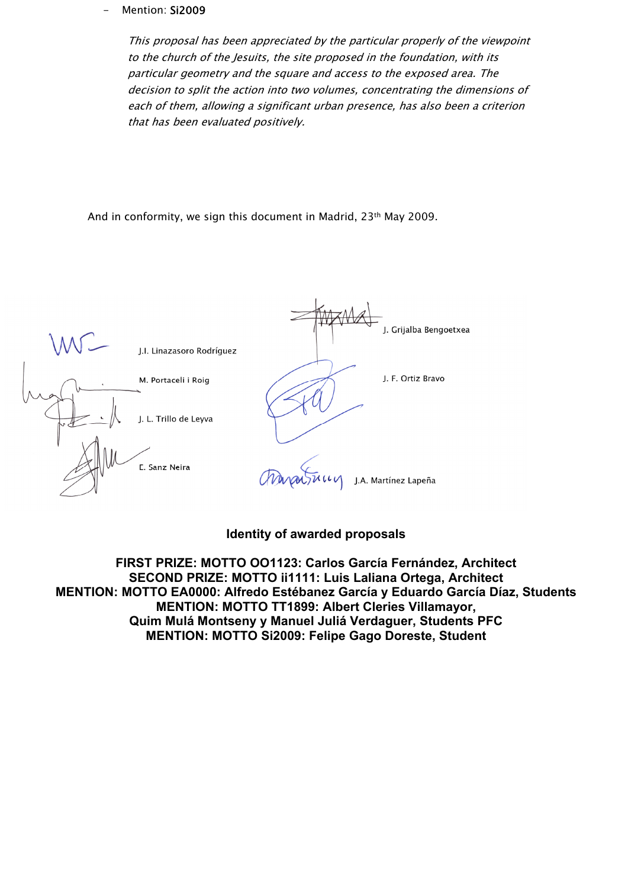- Mention: Si2009

  *This proposal has been appreciated by the particular properly of the viewpoint to the church of the Jesuits, the site proposed in the foundation, with its particular geometry and the square and access to the exposed area. The decision to split the action into two volumes, concentrating the dimensions of each of them, allowing a significant urban presence, has also been a criterion that has been evaluated positively.*

And in conformity, we sign this document in Madrid, 23th May 2009.

J.I. Linazasoro Rodríguez

M. Portaceli i Roig

J. L. Trillo de Leyva

E. Sanz Neira

J. Grijalba Bengoetxea

J. F. Ortiz Bravo

J.A. Martínez Lapeña

**Identity of awarded proposals**

**FIRST PRIZE: MOTTO OO1123: Carlos García Fernández, Architect**
**SECOND PRIZE: MOTTO ii1111: Luis Laliana Ortega, Architect**
**MENTION: MOTTO EA0000: Alfredo Estébanez García y Eduardo García Díaz, Students**
**MENTION: MOTTO TT1899: Albert Cleries Villamayor,**
**Quim Mulá Montseny y Manuel Juliá Verdaguer, Students PFC**
**MENTION: MOTTO Si2009: Felipe Gago Doreste, Student**